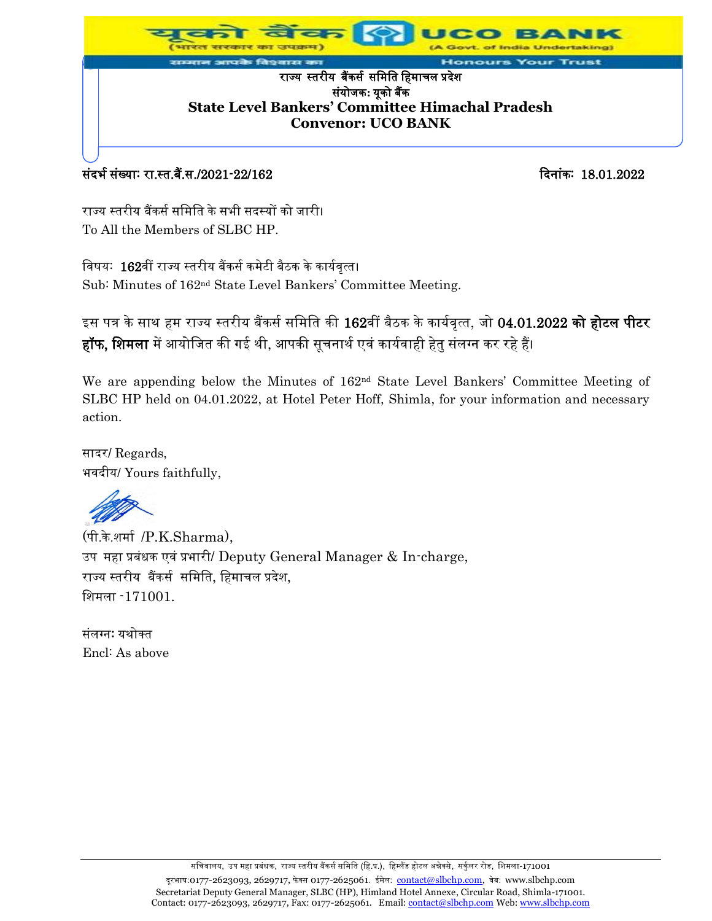यूको बैंक (भारत सरकार का उपक्रम) UCO BANK (A Govt. of India Undertaking)

सम्मान आपके विश्वास का Honours Your Trust

**राज्य स्तरीय बैंकर्स समिति हिमाचल प्रदेश**
**संयोजक: यूको बैंक**
**State Level Bankers' Committee Himachal Pradesh**
**Convenor: UCO BANK**

संदर्भ संख्याः रा.स्त.बैं.स./2021-22/162 दिनांकः 18.01.2022

राज्य स्तरीय बैंकर्स समिति के सभी सदस्यों को जारी।
To All the Members of SLBC HP.

विषयः **162**वीं राज्य स्तरीय बैंकर्स कमेटी बैठक के कार्यवृत्त।
Sub: Minutes of 162nd State Level Bankers' Committee Meeting.

इस पत्र के साथ हम राज्य स्तरीय बैंकर्स समिति की **162**वीं बैठक के कार्यवृत्त, जो **04.01.2022 को होटल पीटर हॉफ, शिमला** में आयोजित की गई थी, आपकी सूचनार्थ एवं कार्यवाही हेतु संलग्न कर रहे हैं।

We are appending below the Minutes of 162nd State Level Bankers' Committee Meeting of SLBC HP held on 04.01.2022, at Hotel Peter Hoff, Shimla, for your information and necessary action.

सादर/ Regards,
भवदीय/ Yours faithfully,

(पी.के.शर्मा /P.K.Sharma),
उप महा प्रबंधक एवं प्रभारी/ Deputy General Manager & In-charge,
राज्य स्तरीय बैंकर्स समिति, हिमाचल प्रदेश,
शिमला -171001.

संलग्नः यथोक्त
Encl: As above

सचिवालय, उप महा प्रबंधक, राज्य स्तरीय बैंकर्स समिति (हि.प्र.), हिम्लैंड होटल अनेक्से, सर्कुलर रोड, शिमला-171001
दूरभाष:0177-2623093, 2629717, फैक्स 0177-2625061. ईमेल: contact@slbchp.com, वेब: www.slbchp.com
Secretariat Deputy General Manager, SLBC (HP), Himland Hotel Annexe, Circular Road, Shimla-171001.
Contact: 0177-2623093, 2629717, Fax: 0177-2625061. Email: contact@slbchp.com Web: www.slbchp.com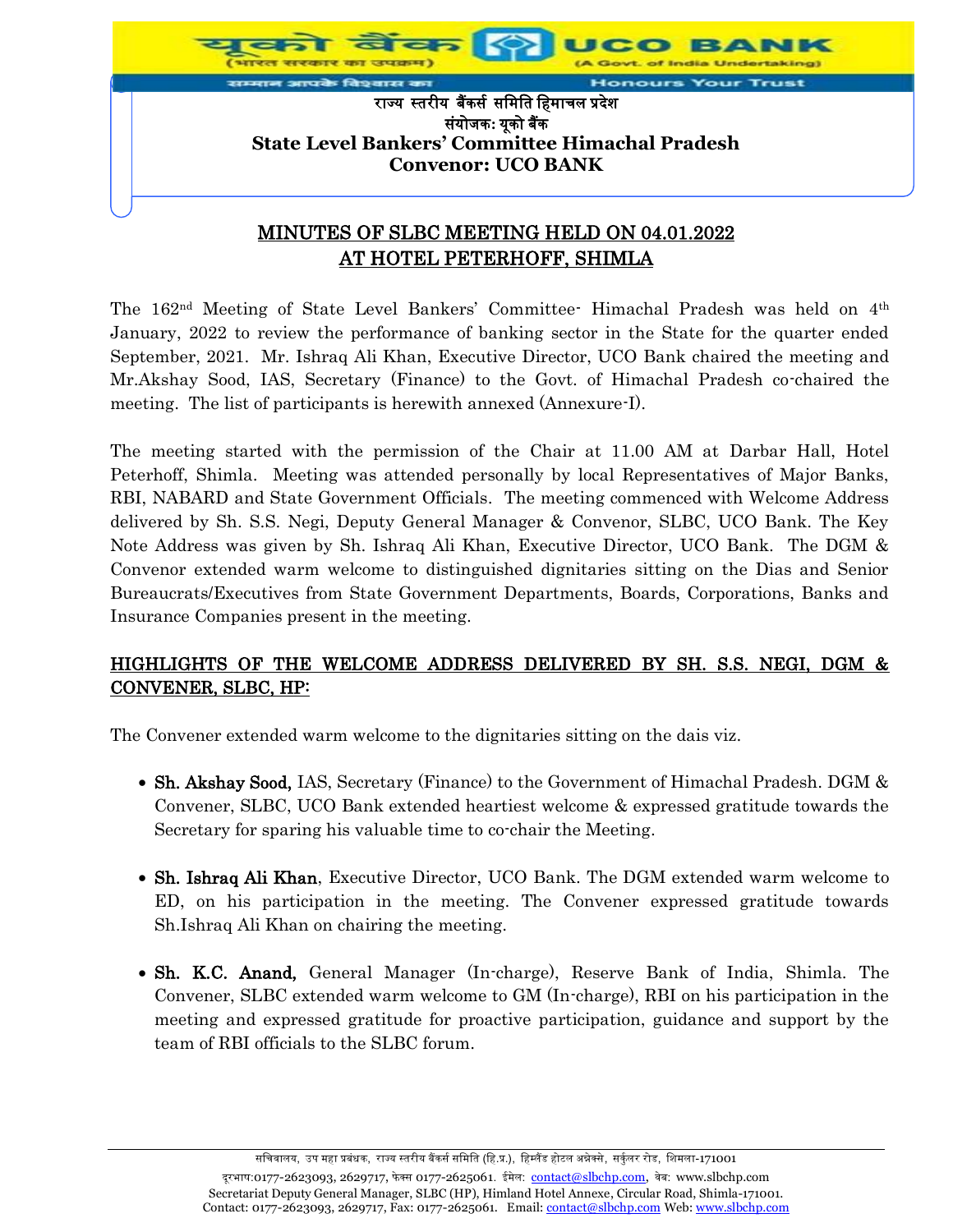राज्य स्तरीय बैंकर्स समिति हिमाचल प्रदेश
संयोजक: यूको बैंक
**State Level Bankers' Committee Himachal Pradesh**
**Convenor: UCO BANK**

## MINUTES OF SLBC MEETING HELD ON 04.01.2022 AT HOTEL PETERHOFF, SHIMLA

The 162nd Meeting of State Level Bankers' Committee- Himachal Pradesh was held on 4th January, 2022 to review the performance of banking sector in the State for the quarter ended September, 2021. Mr. Ishraq Ali Khan, Executive Director, UCO Bank chaired the meeting and Mr.Akshay Sood, IAS, Secretary (Finance) to the Govt. of Himachal Pradesh co-chaired the meeting. The list of participants is herewith annexed (Annexure-I).

The meeting started with the permission of the Chair at 11.00 AM at Darbar Hall, Hotel Peterhoff, Shimla. Meeting was attended personally by local Representatives of Major Banks, RBI, NABARD and State Government Officials. The meeting commenced with Welcome Address delivered by Sh. S.S. Negi, Deputy General Manager & Convenor, SLBC, UCO Bank. The Key Note Address was given by Sh. Ishraq Ali Khan, Executive Director, UCO Bank. The DGM & Convenor extended warm welcome to distinguished dignitaries sitting on the Dias and Senior Bureaucrats/Executives from State Government Departments, Boards, Corporations, Banks and Insurance Companies present in the meeting.

### HIGHLIGHTS OF THE WELCOME ADDRESS DELIVERED BY SH. S.S. NEGI, DGM & CONVENER, SLBC, HP:

The Convener extended warm welcome to the dignitaries sitting on the dais viz.

- **Sh. Akshay Sood,** IAS, Secretary (Finance) to the Government of Himachal Pradesh. DGM & Convener, SLBC, UCO Bank extended heartiest welcome & expressed gratitude towards the Secretary for sparing his valuable time to co-chair the Meeting.

- **Sh. Ishraq Ali Khan**, Executive Director, UCO Bank. The DGM extended warm welcome to ED, on his participation in the meeting. The Convener expressed gratitude towards Sh.Ishraq Ali Khan on chairing the meeting.

- **Sh. K.C. Anand,** General Manager (In-charge), Reserve Bank of India, Shimla. The Convener, SLBC extended warm welcome to GM (In-charge), RBI on his participation in the meeting and expressed gratitude for proactive participation, guidance and support by the team of RBI officials to the SLBC forum.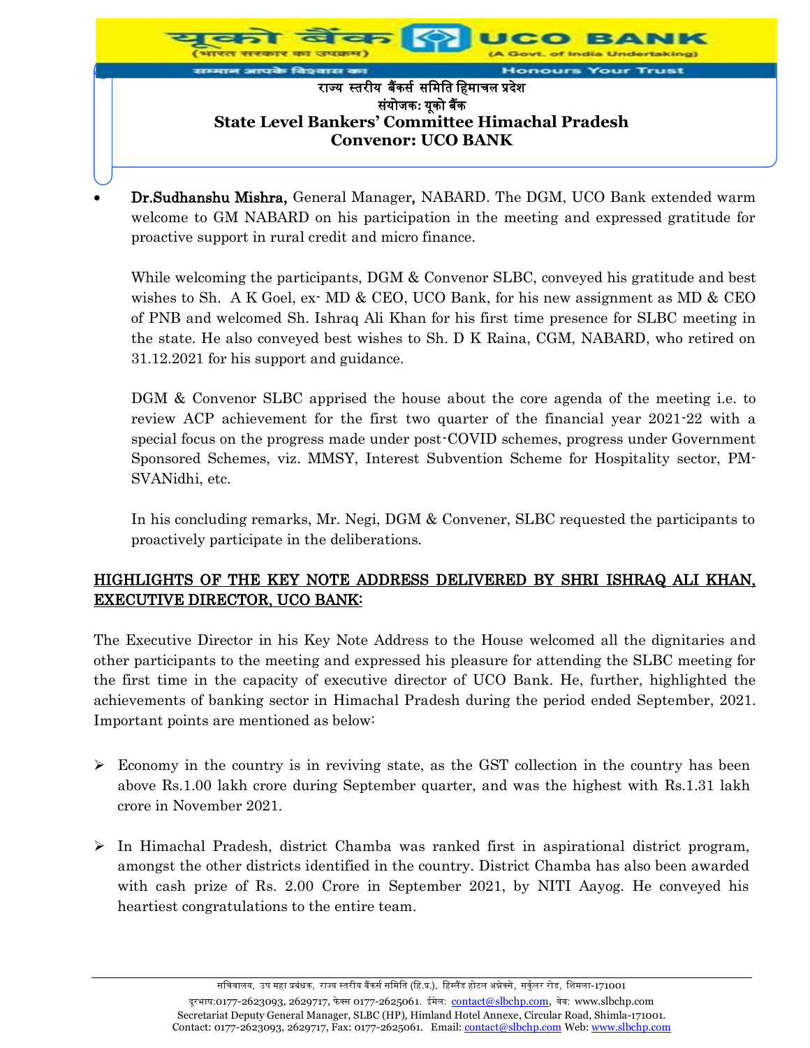- **Dr.Sudhanshu Mishra,** General Manager**,** NABARD. The DGM, UCO Bank extended warm welcome to GM NABARD on his participation in the meeting and expressed gratitude for proactive support in rural credit and micro finance.

  While welcoming the participants, DGM & Convenor SLBC, conveyed his gratitude and best wishes to Sh. A K Goel, ex- MD & CEO, UCO Bank, for his new assignment as MD & CEO of PNB and welcomed Sh. Ishraq Ali Khan for his first time presence for SLBC meeting in the state. He also conveyed best wishes to Sh. D K Raina, CGM, NABARD, who retired on 31.12.2021 for his support and guidance.

  DGM & Convenor SLBC apprised the house about the core agenda of the meeting i.e. to review ACP achievement for the first two quarter of the financial year 2021-22 with a special focus on the progress made under post-COVID schemes, progress under Government Sponsored Schemes, viz. MMSY, Interest Subvention Scheme for Hospitality sector, PM-SVANidhi, etc.

  In his concluding remarks, Mr. Negi, DGM & Convener, SLBC requested the participants to proactively participate in the deliberations.

## HIGHLIGHTS OF THE KEY NOTE ADDRESS DELIVERED BY SHRI ISHRAQ ALI KHAN, EXECUTIVE DIRECTOR, UCO BANK:

The Executive Director in his Key Note Address to the House welcomed all the dignitaries and other participants to the meeting and expressed his pleasure for attending the SLBC meeting for the first time in the capacity of executive director of UCO Bank. He, further, highlighted the achievements of banking sector in Himachal Pradesh during the period ended September, 2021. Important points are mentioned as below:

- Economy in the country is in reviving state, as the GST collection in the country has been above Rs.1.00 lakh crore during September quarter, and was the highest with Rs.1.31 lakh crore in November 2021.

- In Himachal Pradesh, district Chamba was ranked first in aspirational district program, amongst the other districts identified in the country. District Chamba has also been awarded with cash prize of Rs. 2.00 Crore in September 2021, by NITI Aayog. He conveyed his heartiest congratulations to the entire team.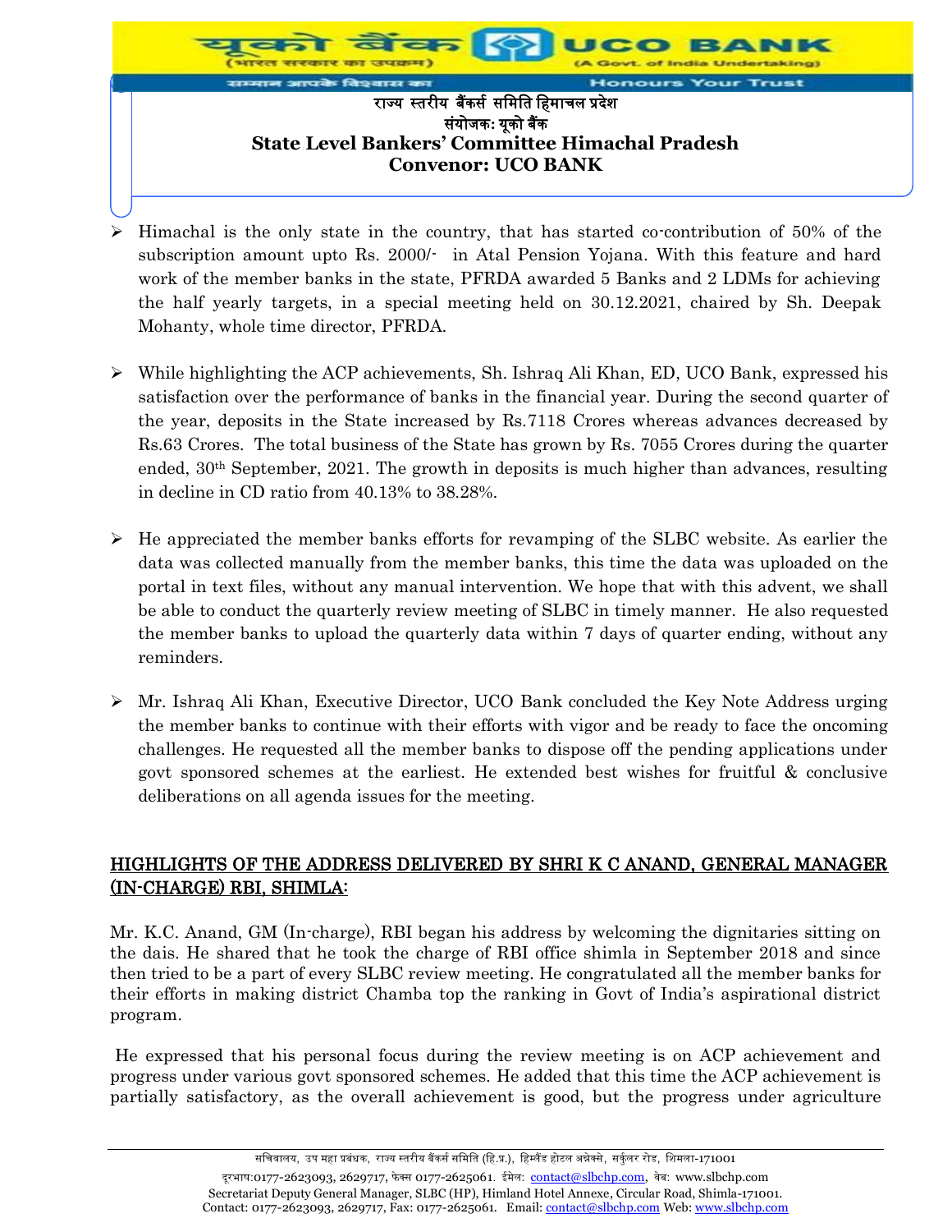- Himachal is the only state in the country, that has started co-contribution of 50% of the subscription amount upto Rs. 2000/- in Atal Pension Yojana. With this feature and hard work of the member banks in the state, PFRDA awarded 5 Banks and 2 LDMs for achieving the half yearly targets, in a special meeting held on 30.12.2021, chaired by Sh. Deepak Mohanty, whole time director, PFRDA.

- While highlighting the ACP achievements, Sh. Ishraq Ali Khan, ED, UCO Bank, expressed his satisfaction over the performance of banks in the financial year. During the second quarter of the year, deposits in the State increased by Rs.7118 Crores whereas advances decreased by Rs.63 Crores. The total business of the State has grown by Rs. 7055 Crores during the quarter ended, 30th September, 2021. The growth in deposits is much higher than advances, resulting in decline in CD ratio from 40.13% to 38.28%.

- He appreciated the member banks efforts for revamping of the SLBC website. As earlier the data was collected manually from the member banks, this time the data was uploaded on the portal in text files, without any manual intervention. We hope that with this advent, we shall be able to conduct the quarterly review meeting of SLBC in timely manner. He also requested the member banks to upload the quarterly data within 7 days of quarter ending, without any reminders.

- Mr. Ishraq Ali Khan, Executive Director, UCO Bank concluded the Key Note Address urging the member banks to continue with their efforts with vigor and be ready to face the oncoming challenges. He requested all the member banks to dispose off the pending applications under govt sponsored schemes at the earliest. He extended best wishes for fruitful & conclusive deliberations on all agenda issues for the meeting.

## HIGHLIGHTS OF THE ADDRESS DELIVERED BY SHRI K C ANAND, GENERAL MANAGER (IN-CHARGE) RBI, SHIMLA:

Mr. K.C. Anand, GM (In-charge), RBI began his address by welcoming the dignitaries sitting on the dais. He shared that he took the charge of RBI office shimla in September 2018 and since then tried to be a part of every SLBC review meeting. He congratulated all the member banks for their efforts in making district Chamba top the ranking in Govt of India's aspirational district program.

He expressed that his personal focus during the review meeting is on ACP achievement and progress under various govt sponsored schemes. He added that this time the ACP achievement is partially satisfactory, as the overall achievement is good, but the progress under agriculture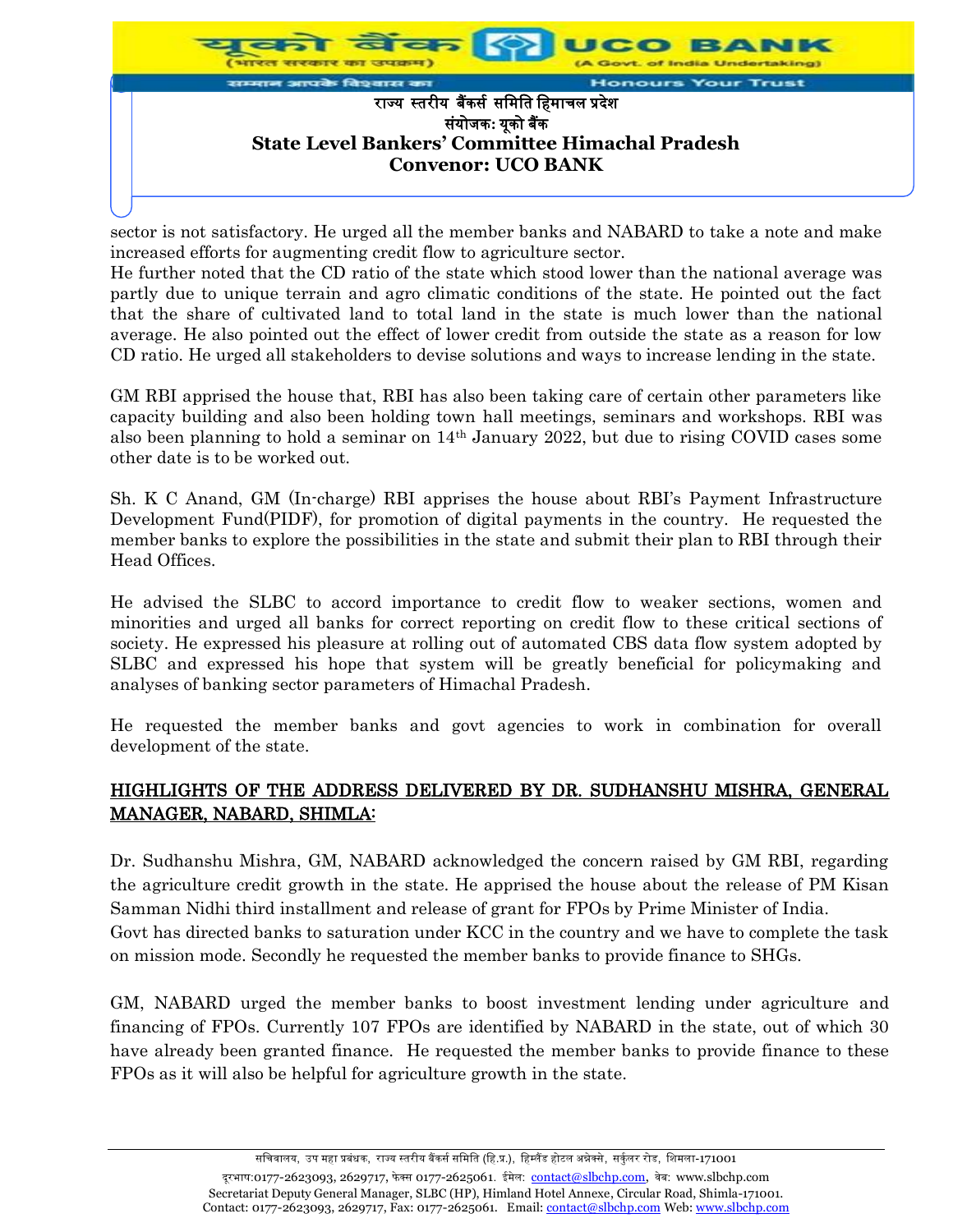sector is not satisfactory. He urged all the member banks and NABARD to take a note and make increased efforts for augmenting credit flow to agriculture sector.

He further noted that the CD ratio of the state which stood lower than the national average was partly due to unique terrain and agro climatic conditions of the state. He pointed out the fact that the share of cultivated land to total land in the state is much lower than the national average. He also pointed out the effect of lower credit from outside the state as a reason for low CD ratio. He urged all stakeholders to devise solutions and ways to increase lending in the state.

GM RBI apprised the house that, RBI has also been taking care of certain other parameters like capacity building and also been holding town hall meetings, seminars and workshops. RBI was also been planning to hold a seminar on 14th January 2022, but due to rising COVID cases some other date is to be worked out.

Sh. K C Anand, GM (In-charge) RBI apprises the house about RBI's Payment Infrastructure Development Fund(PIDF), for promotion of digital payments in the country. He requested the member banks to explore the possibilities in the state and submit their plan to RBI through their Head Offices.

He advised the SLBC to accord importance to credit flow to weaker sections, women and minorities and urged all banks for correct reporting on credit flow to these critical sections of society. He expressed his pleasure at rolling out of automated CBS data flow system adopted by SLBC and expressed his hope that system will be greatly beneficial for policymaking and analyses of banking sector parameters of Himachal Pradesh.

He requested the member banks and govt agencies to work in combination for overall development of the state.

## HIGHLIGHTS OF THE ADDRESS DELIVERED BY DR. SUDHANSHU MISHRA, GENERAL MANAGER, NABARD, SHIMLA:

Dr. Sudhanshu Mishra, GM, NABARD acknowledged the concern raised by GM RBI, regarding the agriculture credit growth in the state. He apprised the house about the release of PM Kisan Samman Nidhi third installment and release of grant for FPOs by Prime Minister of India.

Govt has directed banks to saturation under KCC in the country and we have to complete the task on mission mode. Secondly he requested the member banks to provide finance to SHGs.

GM, NABARD urged the member banks to boost investment lending under agriculture and financing of FPOs. Currently 107 FPOs are identified by NABARD in the state, out of which 30 have already been granted finance. He requested the member banks to provide finance to these FPOs as it will also be helpful for agriculture growth in the state.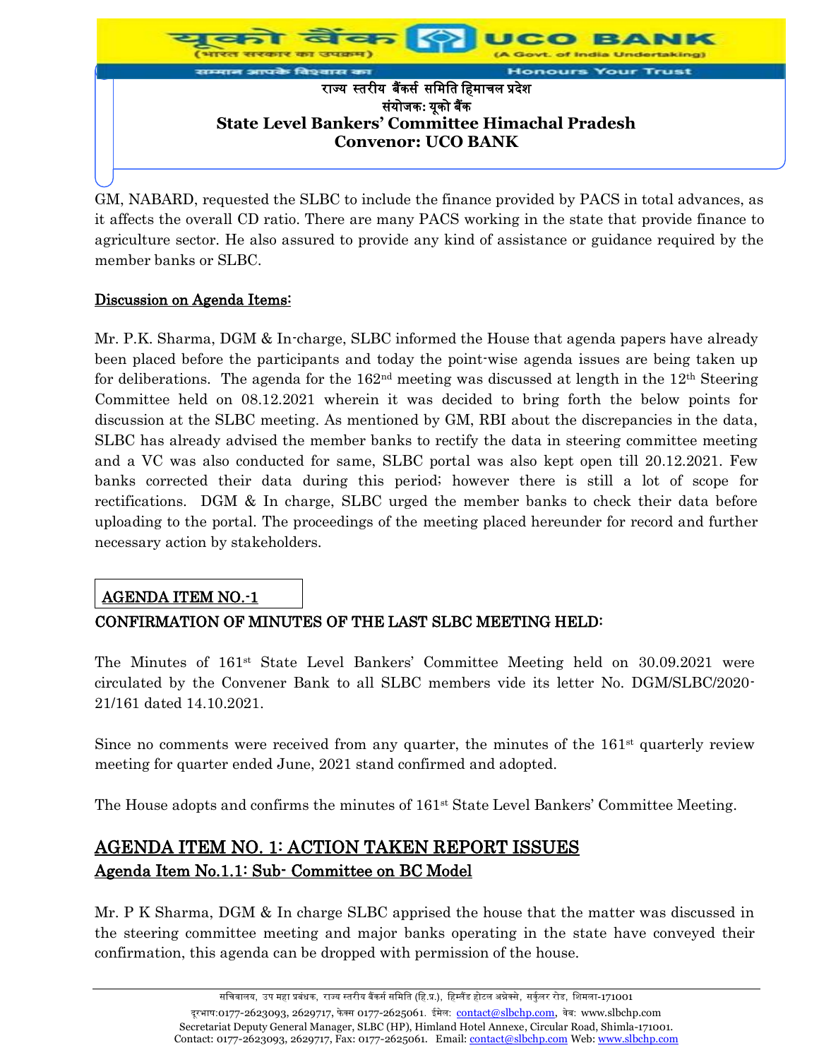GM, NABARD, requested the SLBC to include the finance provided by PACS in total advances, as it affects the overall CD ratio. There are many PACS working in the state that provide finance to agriculture sector. He also assured to provide any kind of assistance or guidance required by the member banks or SLBC.

**Discussion on Agenda Items:**

Mr. P.K. Sharma, DGM & In-charge, SLBC informed the House that agenda papers have already been placed before the participants and today the point-wise agenda issues are being taken up for deliberations. The agenda for the 162nd meeting was discussed at length in the 12th Steering Committee held on 08.12.2021 wherein it was decided to bring forth the below points for discussion at the SLBC meeting. As mentioned by GM, RBI about the discrepancies in the data, SLBC has already advised the member banks to rectify the data in steering committee meeting and a VC was also conducted for same, SLBC portal was also kept open till 20.12.2021. Few banks corrected their data during this period; however there is still a lot of scope for rectifications. DGM & In charge, SLBC urged the member banks to check their data before uploading to the portal. The proceedings of the meeting placed hereunder for record and further necessary action by stakeholders.

**AGENDA ITEM NO.-1**

**CONFIRMATION OF MINUTES OF THE LAST SLBC MEETING HELD:**

The Minutes of 161st State Level Bankers' Committee Meeting held on 30.09.2021 were circulated by the Convener Bank to all SLBC members vide its letter No. DGM/SLBC/2020-21/161 dated 14.10.2021.

Since no comments were received from any quarter, the minutes of the 161st quarterly review meeting for quarter ended June, 2021 stand confirmed and adopted.

The House adopts and confirms the minutes of 161st State Level Bankers' Committee Meeting.

## AGENDA ITEM NO. 1: ACTION TAKEN REPORT ISSUES

### Agenda Item No.1.1: Sub- Committee on BC Model

Mr. P K Sharma, DGM & In charge SLBC apprised the house that the matter was discussed in the steering committee meeting and major banks operating in the state have conveyed their confirmation, this agenda can be dropped with permission of the house.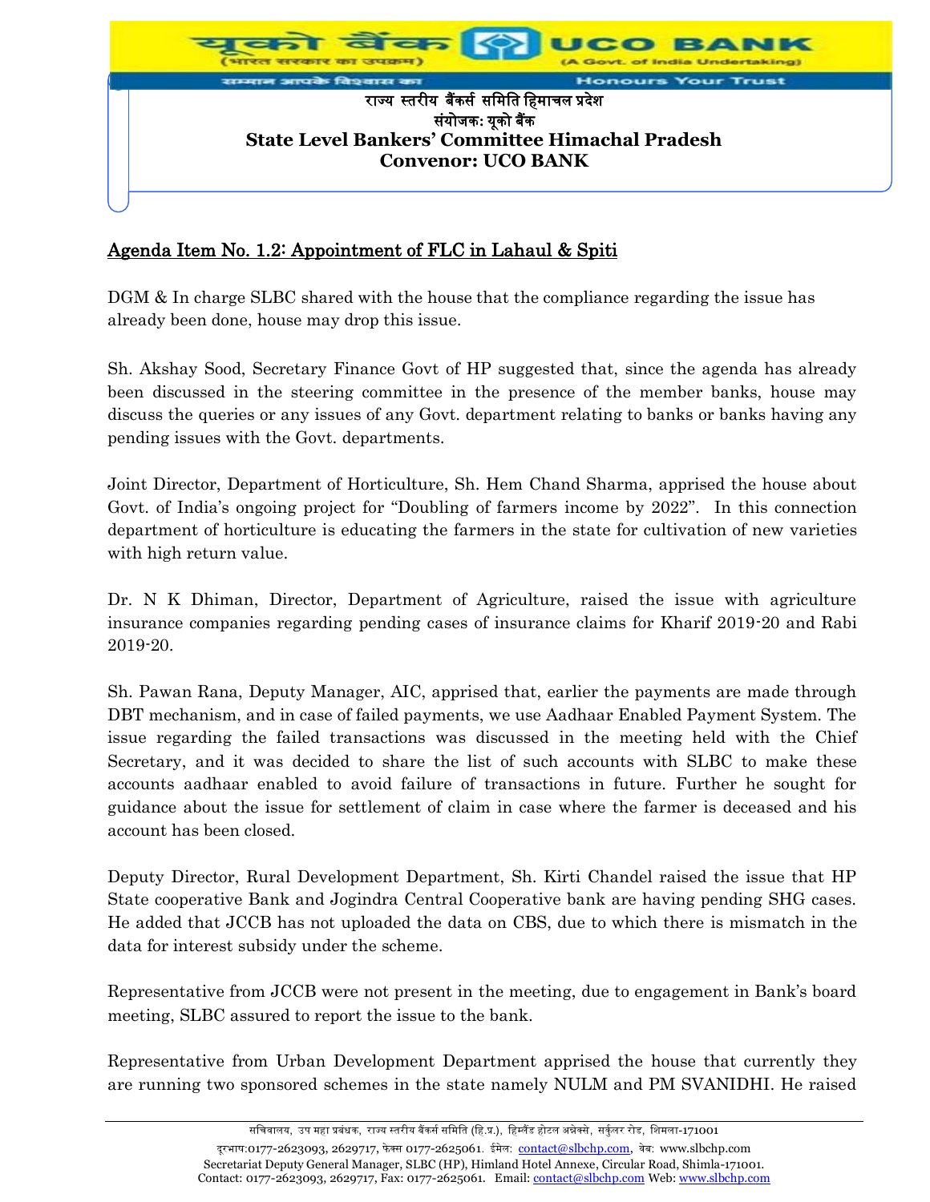## Agenda Item No. 1.2: Appointment of FLC in Lahaul & Spiti

DGM & In charge SLBC shared with the house that the compliance regarding the issue has already been done, house may drop this issue.

Sh. Akshay Sood, Secretary Finance Govt of HP suggested that, since the agenda has already been discussed in the steering committee in the presence of the member banks, house may discuss the queries or any issues of any Govt. department relating to banks or banks having any pending issues with the Govt. departments.

Joint Director, Department of Horticulture, Sh. Hem Chand Sharma, apprised the house about Govt. of India's ongoing project for "Doubling of farmers income by 2022". In this connection department of horticulture is educating the farmers in the state for cultivation of new varieties with high return value.

Dr. N K Dhiman, Director, Department of Agriculture, raised the issue with agriculture insurance companies regarding pending cases of insurance claims for Kharif 2019-20 and Rabi 2019-20.

Sh. Pawan Rana, Deputy Manager, AIC, apprised that, earlier the payments are made through DBT mechanism, and in case of failed payments, we use Aadhaar Enabled Payment System. The issue regarding the failed transactions was discussed in the meeting held with the Chief Secretary, and it was decided to share the list of such accounts with SLBC to make these accounts aadhaar enabled to avoid failure of transactions in future. Further he sought for guidance about the issue for settlement of claim in case where the farmer is deceased and his account has been closed.

Deputy Director, Rural Development Department, Sh. Kirti Chandel raised the issue that HP State cooperative Bank and Jogindra Central Cooperative bank are having pending SHG cases. He added that JCCB has not uploaded the data on CBS, due to which there is mismatch in the data for interest subsidy under the scheme.

Representative from JCCB were not present in the meeting, due to engagement in Bank's board meeting, SLBC assured to report the issue to the bank.

Representative from Urban Development Department apprised the house that currently they are running two sponsored schemes in the state namely NULM and PM SVANIDHI. He raised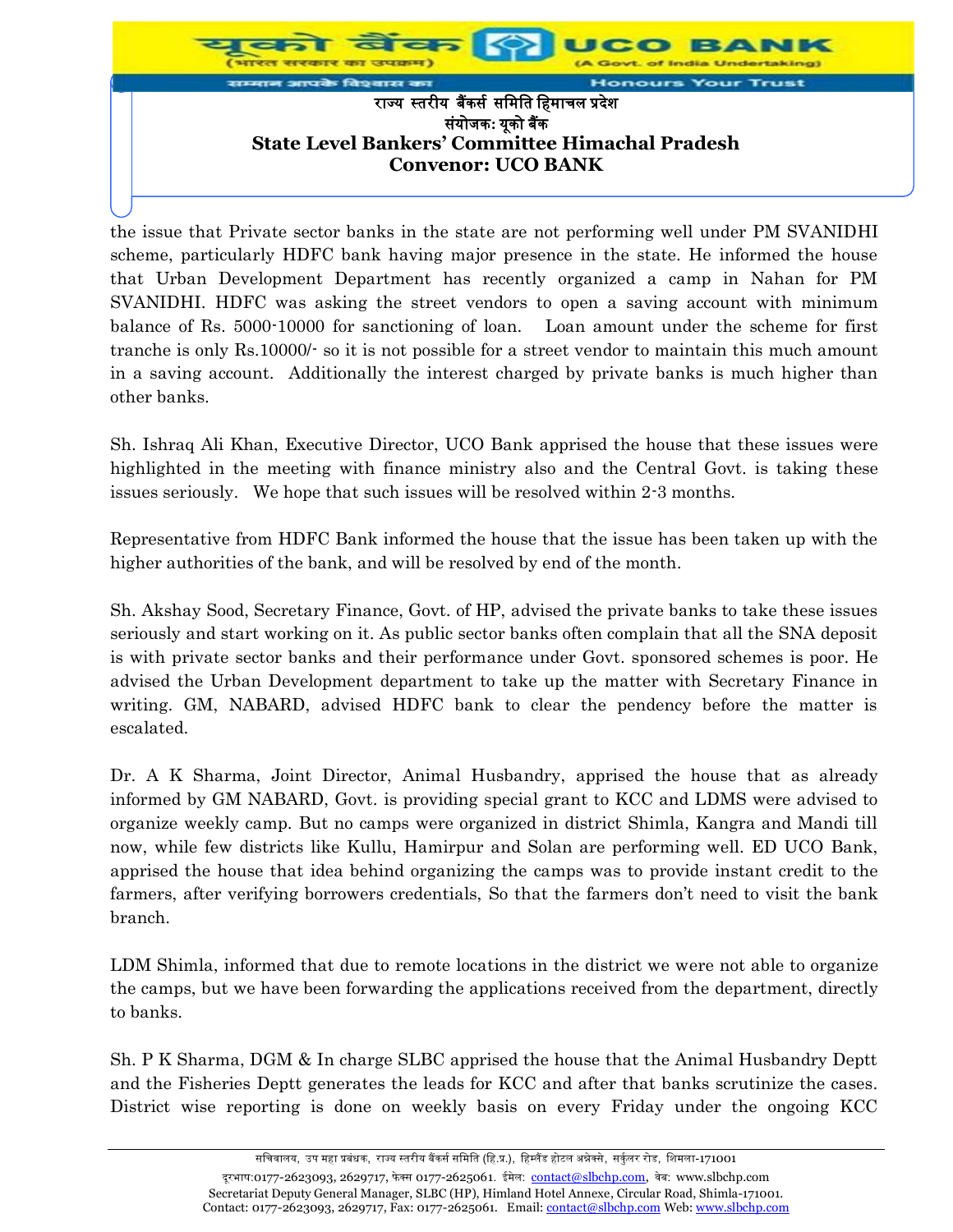the issue that Private sector banks in the state are not performing well under PM SVANIDHI scheme, particularly HDFC bank having major presence in the state. He informed the house that Urban Development Department has recently organized a camp in Nahan for PM SVANIDHI. HDFC was asking the street vendors to open a saving account with minimum balance of Rs. 5000-10000 for sanctioning of loan. Loan amount under the scheme for first tranche is only Rs.10000/- so it is not possible for a street vendor to maintain this much amount in a saving account. Additionally the interest charged by private banks is much higher than other banks.

Sh. Ishraq Ali Khan, Executive Director, UCO Bank apprised the house that these issues were highlighted in the meeting with finance ministry also and the Central Govt. is taking these issues seriously. We hope that such issues will be resolved within 2-3 months.

Representative from HDFC Bank informed the house that the issue has been taken up with the higher authorities of the bank, and will be resolved by end of the month.

Sh. Akshay Sood, Secretary Finance, Govt. of HP, advised the private banks to take these issues seriously and start working on it. As public sector banks often complain that all the SNA deposit is with private sector banks and their performance under Govt. sponsored schemes is poor. He advised the Urban Development department to take up the matter with Secretary Finance in writing. GM, NABARD, advised HDFC bank to clear the pendency before the matter is escalated.

Dr. A K Sharma, Joint Director, Animal Husbandry, apprised the house that as already informed by GM NABARD, Govt. is providing special grant to KCC and LDMS were advised to organize weekly camp. But no camps were organized in district Shimla, Kangra and Mandi till now, while few districts like Kullu, Hamirpur and Solan are performing well. ED UCO Bank, apprised the house that idea behind organizing the camps was to provide instant credit to the farmers, after verifying borrowers credentials, So that the farmers don't need to visit the bank branch.

LDM Shimla, informed that due to remote locations in the district we were not able to organize the camps, but we have been forwarding the applications received from the department, directly to banks.

Sh. P K Sharma, DGM & In charge SLBC apprised the house that the Animal Husbandry Deptt and the Fisheries Deptt generates the leads for KCC and after that banks scrutinize the cases. District wise reporting is done on weekly basis on every Friday under the ongoing KCC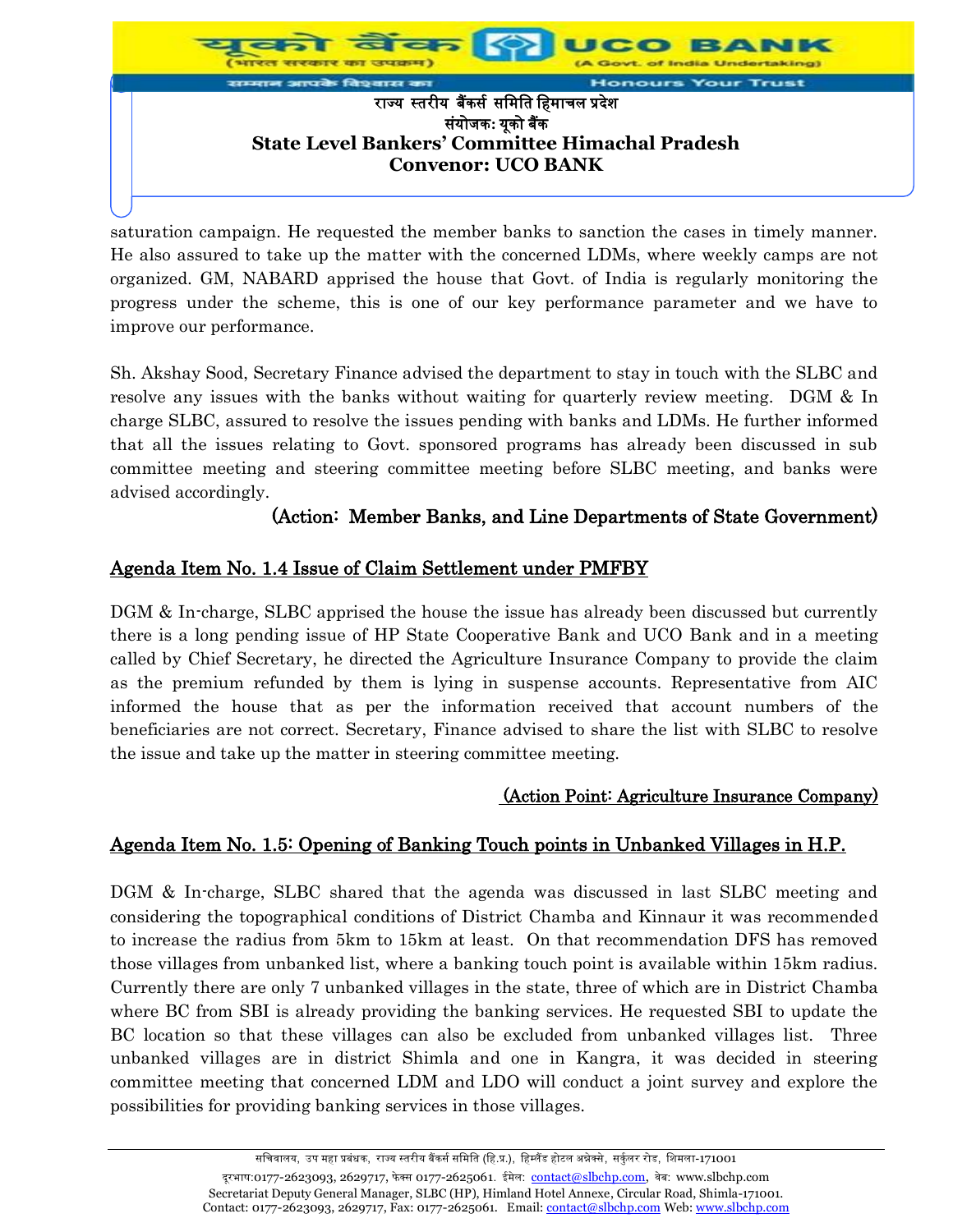saturation campaign. He requested the member banks to sanction the cases in timely manner. He also assured to take up the matter with the concerned LDMs, where weekly camps are not organized. GM, NABARD apprised the house that Govt. of India is regularly monitoring the progress under the scheme, this is one of our key performance parameter and we have to improve our performance.

Sh. Akshay Sood, Secretary Finance advised the department to stay in touch with the SLBC and resolve any issues with the banks without waiting for quarterly review meeting. DGM & In charge SLBC, assured to resolve the issues pending with banks and LDMs. He further informed that all the issues relating to Govt. sponsored programs has already been discussed in sub committee meeting and steering committee meeting before SLBC meeting, and banks were advised accordingly.

**(Action: Member Banks, and Line Departments of State Government)**

## Agenda Item No. 1.4 Issue of Claim Settlement under PMFBY

DGM & In-charge, SLBC apprised the house the issue has already been discussed but currently there is a long pending issue of HP State Cooperative Bank and UCO Bank and in a meeting called by Chief Secretary, he directed the Agriculture Insurance Company to provide the claim as the premium refunded by them is lying in suspense accounts. Representative from AIC informed the house that as per the information received that account numbers of the beneficiaries are not correct. Secretary, Finance advised to share the list with SLBC to resolve the issue and take up the matter in steering committee meeting.

**(Action Point: Agriculture Insurance Company)**

## Agenda Item No. 1.5: Opening of Banking Touch points in Unbanked Villages in H.P.

DGM & In-charge, SLBC shared that the agenda was discussed in last SLBC meeting and considering the topographical conditions of District Chamba and Kinnaur it was recommended to increase the radius from 5km to 15km at least. On that recommendation DFS has removed those villages from unbanked list, where a banking touch point is available within 15km radius. Currently there are only 7 unbanked villages in the state, three of which are in District Chamba where BC from SBI is already providing the banking services. He requested SBI to update the BC location so that these villages can also be excluded from unbanked villages list. Three unbanked villages are in district Shimla and one in Kangra, it was decided in steering committee meeting that concerned LDM and LDO will conduct a joint survey and explore the possibilities for providing banking services in those villages.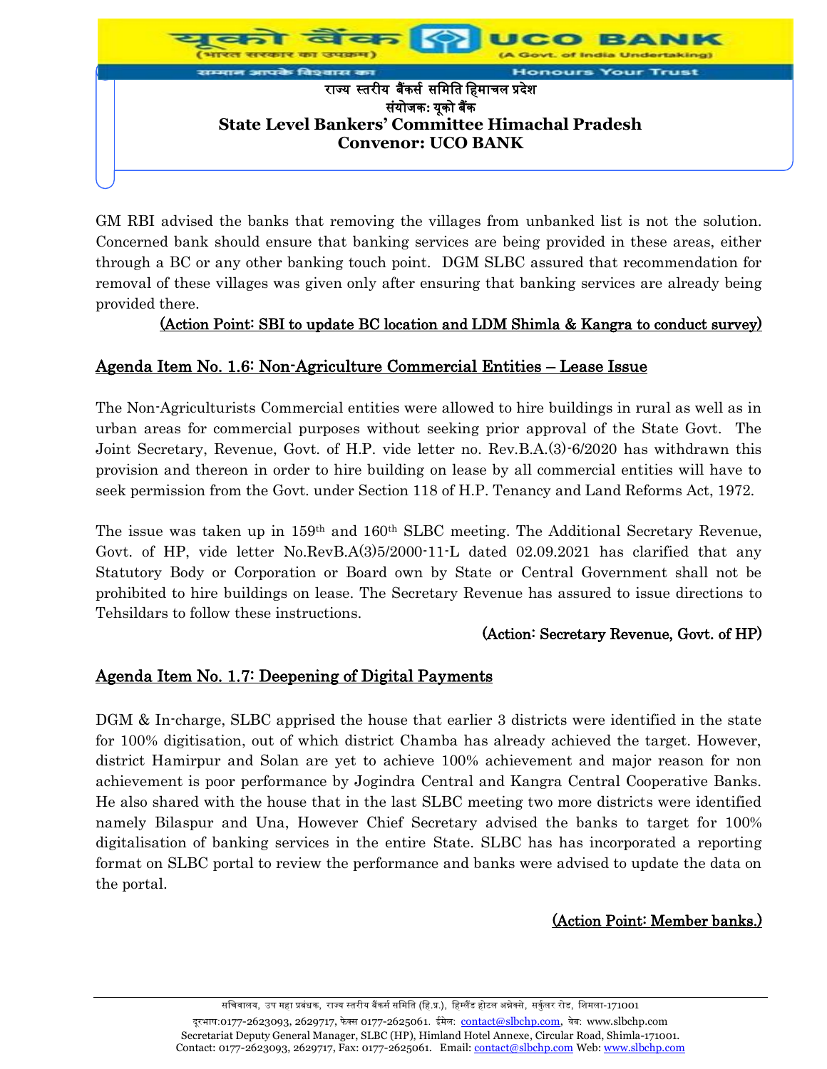GM RBI advised the banks that removing the villages from unbanked list is not the solution. Concerned bank should ensure that banking services are being provided in these areas, either through a BC or any other banking touch point. DGM SLBC assured that recommendation for removal of these villages was given only after ensuring that banking services are already being provided there.

**(Action Point: SBI to update BC location and LDM Shimla & Kangra to conduct survey)**

## Agenda Item No. 1.6: Non-Agriculture Commercial Entities – Lease Issue

The Non-Agriculturists Commercial entities were allowed to hire buildings in rural as well as in urban areas for commercial purposes without seeking prior approval of the State Govt. The Joint Secretary, Revenue, Govt. of H.P. vide letter no. Rev.B.A.(3)-6/2020 has withdrawn this provision and thereon in order to hire building on lease by all commercial entities will have to seek permission from the Govt. under Section 118 of H.P. Tenancy and Land Reforms Act, 1972.

The issue was taken up in 159th and 160th SLBC meeting. The Additional Secretary Revenue, Govt. of HP, vide letter No.RevB.A(3)5/2000-11-L dated 02.09.2021 has clarified that any Statutory Body or Corporation or Board own by State or Central Government shall not be prohibited to hire buildings on lease. The Secretary Revenue has assured to issue directions to Tehsildars to follow these instructions.

**(Action: Secretary Revenue, Govt. of HP)**

## Agenda Item No. 1.7: Deepening of Digital Payments

DGM & In-charge, SLBC apprised the house that earlier 3 districts were identified in the state for 100% digitisation, out of which district Chamba has already achieved the target. However, district Hamirpur and Solan are yet to achieve 100% achievement and major reason for non achievement is poor performance by Jogindra Central and Kangra Central Cooperative Banks. He also shared with the house that in the last SLBC meeting two more districts were identified namely Bilaspur and Una, However Chief Secretary advised the banks to target for 100% digitalisation of banking services in the entire State. SLBC has has incorporated a reporting format on SLBC portal to review the performance and banks were advised to update the data on the portal.

**(Action Point: Member banks.)**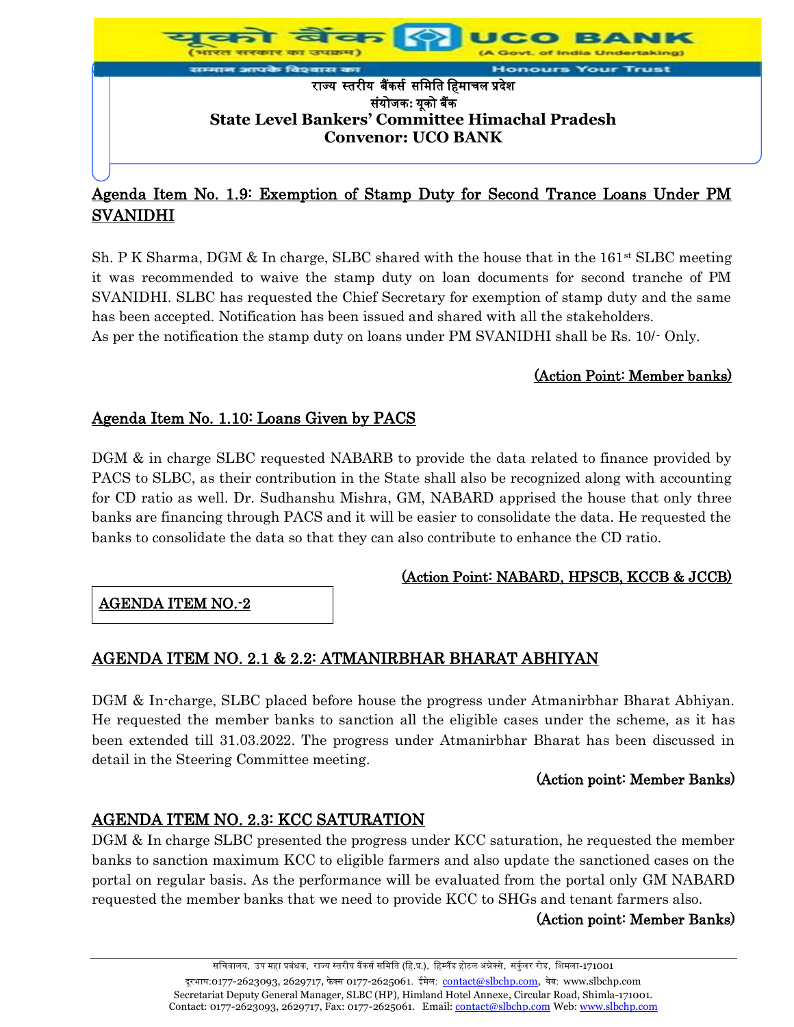## Agenda Item No. 1.9: Exemption of Stamp Duty for Second Trance Loans Under PM SVANIDHI

Sh. P K Sharma, DGM & In charge, SLBC shared with the house that in the 161st SLBC meeting it was recommended to waive the stamp duty on loan documents for second tranche of PM SVANIDHI. SLBC has requested the Chief Secretary for exemption of stamp duty and the same has been accepted. Notification has been issued and shared with all the stakeholders.
As per the notification the stamp duty on loans under PM SVANIDHI shall be Rs. 10/- Only.

(Action Point: Member banks)

## Agenda Item No. 1.10: Loans Given by PACS

DGM & in charge SLBC requested NABARB to provide the data related to finance provided by PACS to SLBC, as their contribution in the State shall also be recognized along with accounting for CD ratio as well. Dr. Sudhanshu Mishra, GM, NABARD apprised the house that only three banks are financing through PACS and it will be easier to consolidate the data. He requested the banks to consolidate the data so that they can also contribute to enhance the CD ratio.

(Action Point: NABARD, HPSCB, KCCB & JCCB)

## AGENDA ITEM NO.-2

## AGENDA ITEM NO. 2.1 & 2.2: ATMANIRBHAR BHARAT ABHIYAN

DGM & In-charge, SLBC placed before house the progress under Atmanirbhar Bharat Abhiyan. He requested the member banks to sanction all the eligible cases under the scheme, as it has been extended till 31.03.2022. The progress under Atmanirbhar Bharat has been discussed in detail in the Steering Committee meeting.

(Action point: Member Banks)

## AGENDA ITEM NO. 2.3: KCC SATURATION

DGM & In charge SLBC presented the progress under KCC saturation, he requested the member banks to sanction maximum KCC to eligible farmers and also update the sanctioned cases on the portal on regular basis. As the performance will be evaluated from the portal only GM NABARD requested the member banks that we need to provide KCC to SHGs and tenant farmers also.

(Action point: Member Banks)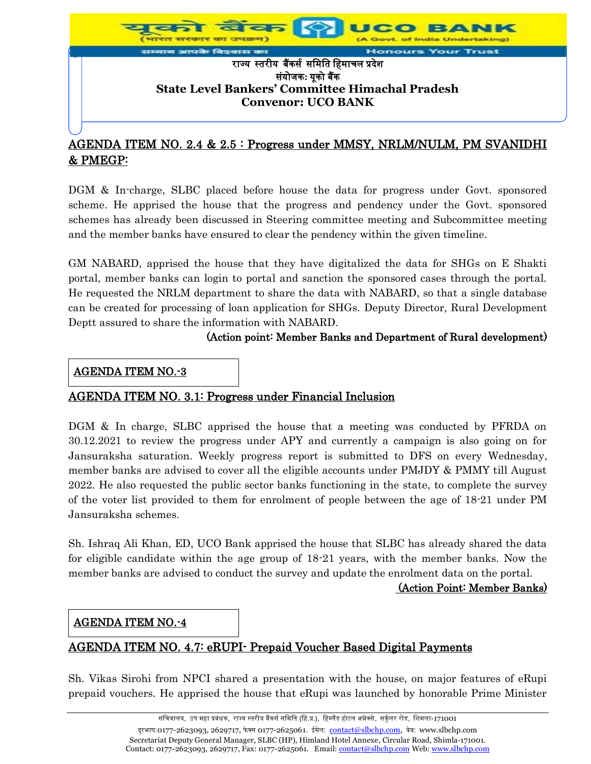## AGENDA ITEM NO. 2.4 & 2.5 : Progress under MMSY, NRLM/NULM, PM SVANIDHI & PMEGP:

DGM & In-charge, SLBC placed before house the data for progress under Govt. sponsored scheme. He apprised the house that the progress and pendency under the Govt. sponsored schemes has already been discussed in Steering committee meeting and Subcommittee meeting and the member banks have ensured to clear the pendency within the given timeline.

GM NABARD, apprised the house that they have digitalized the data for SHGs on E Shakti portal, member banks can login to portal and sanction the sponsored cases through the portal. He requested the NRLM department to share the data with NABARD, so that a single database can be created for processing of loan application for SHGs. Deputy Director, Rural Development Deptt assured to share the information with NABARD.

**(Action point: Member Banks and Department of Rural development)**

## AGENDA ITEM NO.-3

## AGENDA ITEM NO. 3.1: Progress under Financial Inclusion

DGM & In charge, SLBC apprised the house that a meeting was conducted by PFRDA on 30.12.2021 to review the progress under APY and currently a campaign is also going on for Jansuraksha saturation. Weekly progress report is submitted to DFS on every Wednesday, member banks are advised to cover all the eligible accounts under PMJDY & PMMY till August 2022. He also requested the public sector banks functioning in the state, to complete the survey of the voter list provided to them for enrolment of people between the age of 18-21 under PM Jansuraksha schemes.

Sh. Ishraq Ali Khan, ED, UCO Bank apprised the house that SLBC has already shared the data for eligible candidate within the age group of 18-21 years, with the member banks. Now the member banks are advised to conduct the survey and update the enrolment data on the portal.

**(Action Point: Member Banks)**

## AGENDA ITEM NO.-4

## AGENDA ITEM NO. 4.7: eRUPI- Prepaid Voucher Based Digital Payments

Sh. Vikas Sirohi from NPCI shared a presentation with the house, on major features of eRupi prepaid vouchers. He apprised the house that eRupi was launched by honorable Prime Minister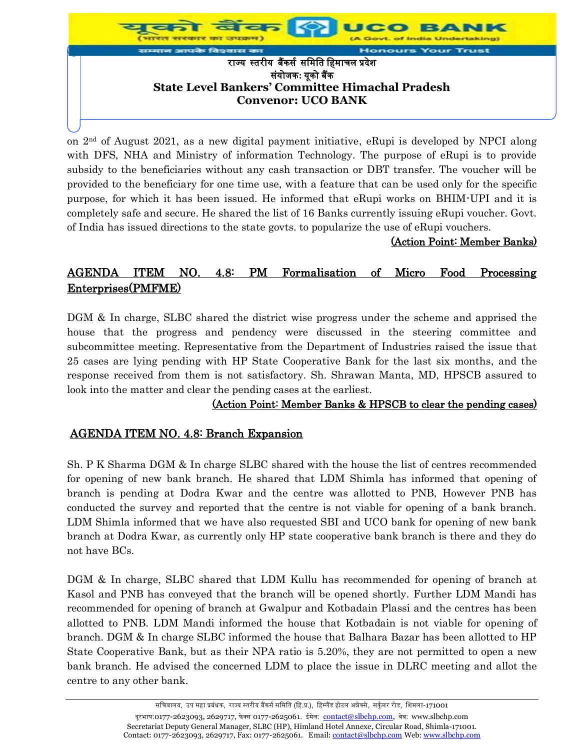on 2nd of August 2021, as a new digital payment initiative, eRupi is developed by NPCI along with DFS, NHA and Ministry of information Technology. The purpose of eRupi is to provide subsidy to the beneficiaries without any cash transaction or DBT transfer. The voucher will be provided to the beneficiary for one time use, with a feature that can be used only for the specific purpose, for which it has been issued. He informed that eRupi works on BHIM-UPI and it is completely safe and secure. He shared the list of 16 Banks currently issuing eRupi voucher. Govt. of India has issued directions to the state govts. to popularize the use of eRupi vouchers.

<u>(Action Point: Member Banks)</u>

## AGENDA ITEM NO. 4.8: PM Formalisation of Micro Food Processing Enterprises(PMFME)

DGM & In charge, SLBC shared the district wise progress under the scheme and apprised the house that the progress and pendency were discussed in the steering committee and subcommittee meeting. Representative from the Department of Industries raised the issue that 25 cases are lying pending with HP State Cooperative Bank for the last six months, and the response received from them is not satisfactory. Sh. Shrawan Manta, MD, HPSCB assured to look into the matter and clear the pending cases at the earliest.

<u>(Action Point: Member Banks & HPSCB to clear the pending cases)</u>

## AGENDA ITEM NO. 4.8: Branch Expansion

Sh. P K Sharma DGM & In charge SLBC shared with the house the list of centres recommended for opening of new bank branch. He shared that LDM Shimla has informed that opening of branch is pending at Dodra Kwar and the centre was allotted to PNB, However PNB has conducted the survey and reported that the centre is not viable for opening of a bank branch. LDM Shimla informed that we have also requested SBI and UCO bank for opening of new bank branch at Dodra Kwar, as currently only HP state cooperative bank branch is there and they do not have BCs.

DGM & In charge, SLBC shared that LDM Kullu has recommended for opening of branch at Kasol and PNB has conveyed that the branch will be opened shortly. Further LDM Mandi has recommended for opening of branch at Gwalpur and Kotbadain Plassi and the centres has been allotted to PNB. LDM Mandi informed the house that Kotbadain is not viable for opening of branch. DGM & In charge SLBC informed the house that Balhara Bazar has been allotted to HP State Cooperative Bank, but as their NPA ratio is 5.20%, they are not permitted to open a new bank branch. He advised the concerned LDM to place the issue in DLRC meeting and allot the centre to any other bank.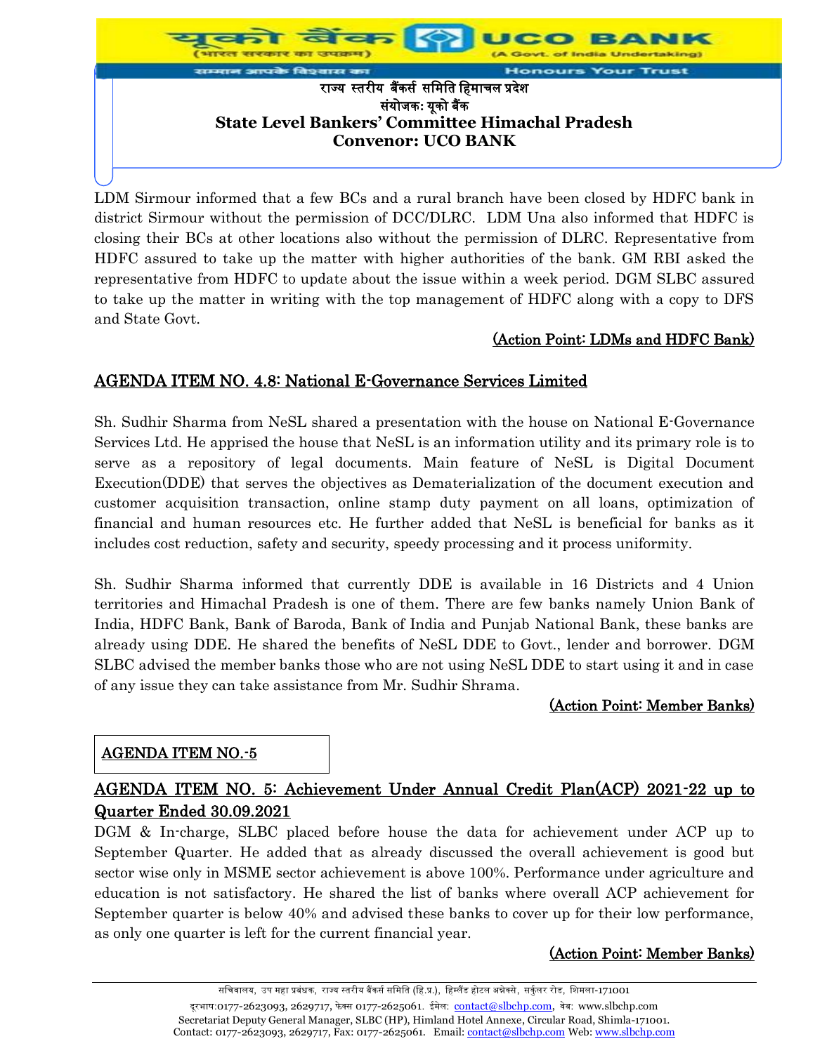LDM Sirmour informed that a few BCs and a rural branch have been closed by HDFC bank in district Sirmour without the permission of DCC/DLRC. LDM Una also informed that HDFC is closing their BCs at other locations also without the permission of DLRC. Representative from HDFC assured to take up the matter with higher authorities of the bank. GM RBI asked the representative from HDFC to update about the issue within a week period. DGM SLBC assured to take up the matter in writing with the top management of HDFC along with a copy to DFS and State Govt.

(Action Point: LDMs and HDFC Bank)

## AGENDA ITEM NO. 4.8: National E-Governance Services Limited

Sh. Sudhir Sharma from NeSL shared a presentation with the house on National E-Governance Services Ltd. He apprised the house that NeSL is an information utility and its primary role is to serve as a repository of legal documents. Main feature of NeSL is Digital Document Execution(DDE) that serves the objectives as Dematerialization of the document execution and customer acquisition transaction, online stamp duty payment on all loans, optimization of financial and human resources etc. He further added that NeSL is beneficial for banks as it includes cost reduction, safety and security, speedy processing and it process uniformity.

Sh. Sudhir Sharma informed that currently DDE is available in 16 Districts and 4 Union territories and Himachal Pradesh is one of them. There are few banks namely Union Bank of India, HDFC Bank, Bank of Baroda, Bank of India and Punjab National Bank, these banks are already using DDE. He shared the benefits of NeSL DDE to Govt., lender and borrower. DGM SLBC advised the member banks those who are not using NeSL DDE to start using it and in case of any issue they can take assistance from Mr. Sudhir Shrama.

(Action Point: Member Banks)

## AGENDA ITEM NO.-5

## AGENDA ITEM NO. 5: Achievement Under Annual Credit Plan(ACP) 2021-22 up to Quarter Ended 30.09.2021

DGM & In-charge, SLBC placed before house the data for achievement under ACP up to September Quarter. He added that as already discussed the overall achievement is good but sector wise only in MSME sector achievement is above 100%. Performance under agriculture and education is not satisfactory. He shared the list of banks where overall ACP achievement for September quarter is below 40% and advised these banks to cover up for their low performance, as only one quarter is left for the current financial year.

(Action Point: Member Banks)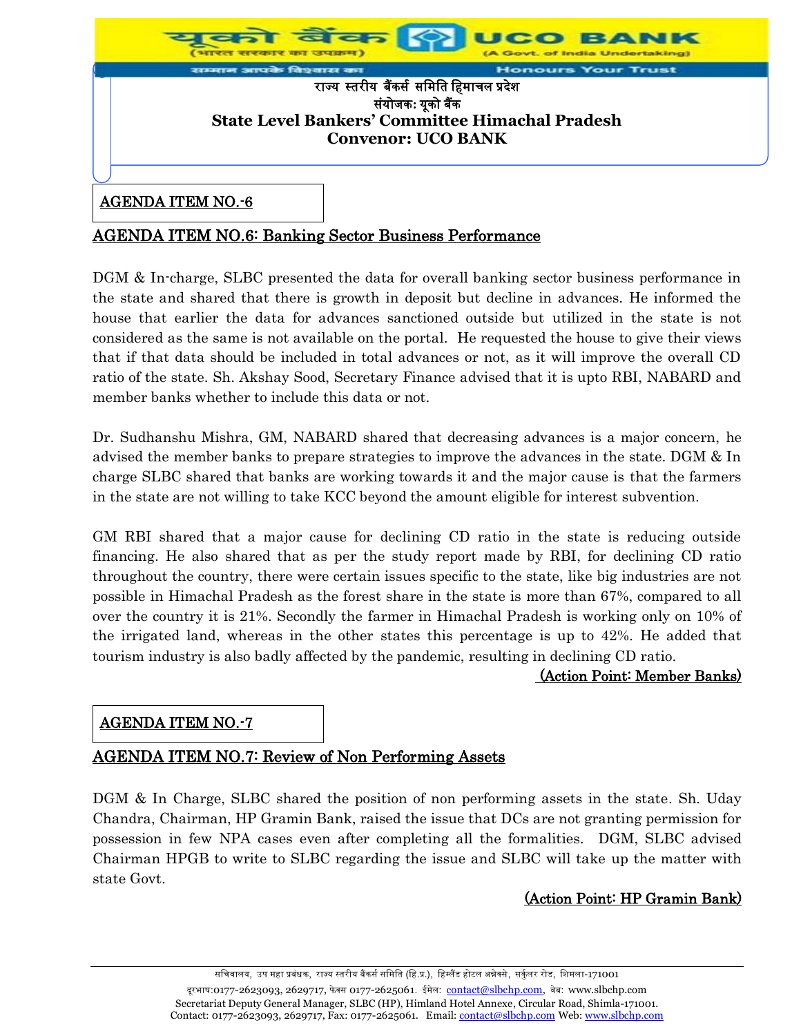## AGENDA ITEM NO.-6

## AGENDA ITEM NO.6: Banking Sector Business Performance

DGM & In-charge, SLBC presented the data for overall banking sector business performance in the state and shared that there is growth in deposit but decline in advances. He informed the house that earlier the data for advances sanctioned outside but utilized in the state is not considered as the same is not available on the portal. He requested the house to give their views that if that data should be included in total advances or not, as it will improve the overall CD ratio of the state. Sh. Akshay Sood, Secretary Finance advised that it is upto RBI, NABARD and member banks whether to include this data or not.

Dr. Sudhanshu Mishra, GM, NABARD shared that decreasing advances is a major concern, he advised the member banks to prepare strategies to improve the advances in the state. DGM & In charge SLBC shared that banks are working towards it and the major cause is that the farmers in the state are not willing to take KCC beyond the amount eligible for interest subvention.

GM RBI shared that a major cause for declining CD ratio in the state is reducing outside financing. He also shared that as per the study report made by RBI, for declining CD ratio throughout the country, there were certain issues specific to the state, like big industries are not possible in Himachal Pradesh as the forest share in the state is more than 67%, compared to all over the country it is 21%. Secondly the farmer in Himachal Pradesh is working only on 10% of the irrigated land, whereas in the other states this percentage is up to 42%. He added that tourism industry is also badly affected by the pandemic, resulting in declining CD ratio.

**(Action Point: Member Banks)**

## AGENDA ITEM NO.-7

## AGENDA ITEM NO.7: Review of Non Performing Assets

DGM & In Charge, SLBC shared the position of non performing assets in the state. Sh. Uday Chandra, Chairman, HP Gramin Bank, raised the issue that DCs are not granting permission for possession in few NPA cases even after completing all the formalities. DGM, SLBC advised Chairman HPGB to write to SLBC regarding the issue and SLBC will take up the matter with state Govt.

**(Action Point: HP Gramin Bank)**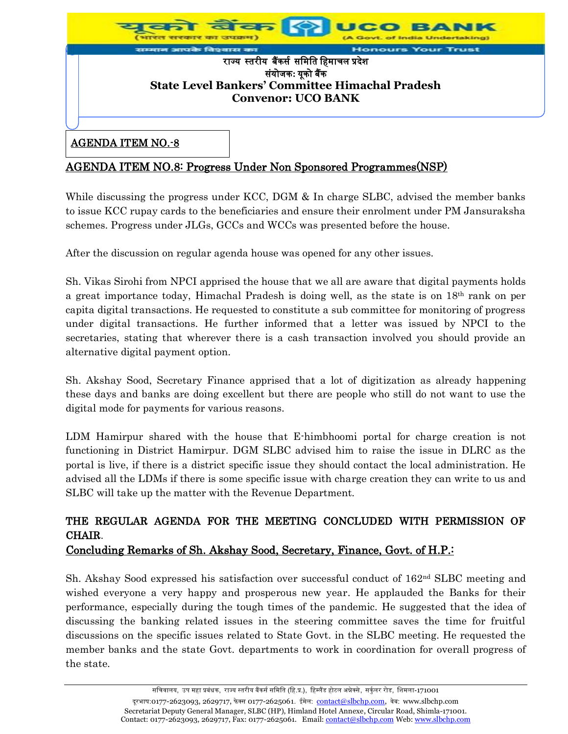राज्य स्तरीय बैंकर्स समिति हिमाचल प्रदेश
संयोजक: यूको बैंक
**State Level Bankers' Committee Himachal Pradesh**
**Convenor: UCO BANK**

AGENDA ITEM NO.-8

## AGENDA ITEM NO.8: Progress Under Non Sponsored Programmes(NSP)

While discussing the progress under KCC, DGM & In charge SLBC, advised the member banks to issue KCC rupay cards to the beneficiaries and ensure their enrolment under PM Jansuraksha schemes. Progress under JLGs, GCCs and WCCs was presented before the house.

After the discussion on regular agenda house was opened for any other issues.

Sh. Vikas Sirohi from NPCI apprised the house that we all are aware that digital payments holds a great importance today, Himachal Pradesh is doing well, as the state is on 18th rank on per capita digital transactions. He requested to constitute a sub committee for monitoring of progress under digital transactions. He further informed that a letter was issued by NPCI to the secretaries, stating that wherever there is a cash transaction involved you should provide an alternative digital payment option.

Sh. Akshay Sood, Secretary Finance apprised that a lot of digitization as already happening these days and banks are doing excellent but there are people who still do not want to use the digital mode for payments for various reasons.

LDM Hamirpur shared with the house that E-himbhoomi portal for charge creation is not functioning in District Hamirpur. DGM SLBC advised him to raise the issue in DLRC as the portal is live, if there is a district specific issue they should contact the local administration. He advised all the LDMs if there is some specific issue with charge creation they can write to us and SLBC will take up the matter with the Revenue Department.

**THE REGULAR AGENDA FOR THE MEETING CONCLUDED WITH PERMISSION OF CHAIR.**

## Concluding Remarks of Sh. Akshay Sood, Secretary, Finance, Govt. of H.P.:

Sh. Akshay Sood expressed his satisfaction over successful conduct of 162nd SLBC meeting and wished everyone a very happy and prosperous new year. He applauded the Banks for their performance, especially during the tough times of the pandemic. He suggested that the idea of discussing the banking related issues in the steering committee saves the time for fruitful discussions on the specific issues related to State Govt. in the SLBC meeting. He requested the member banks and the state Govt. departments to work in coordination for overall progress of the state.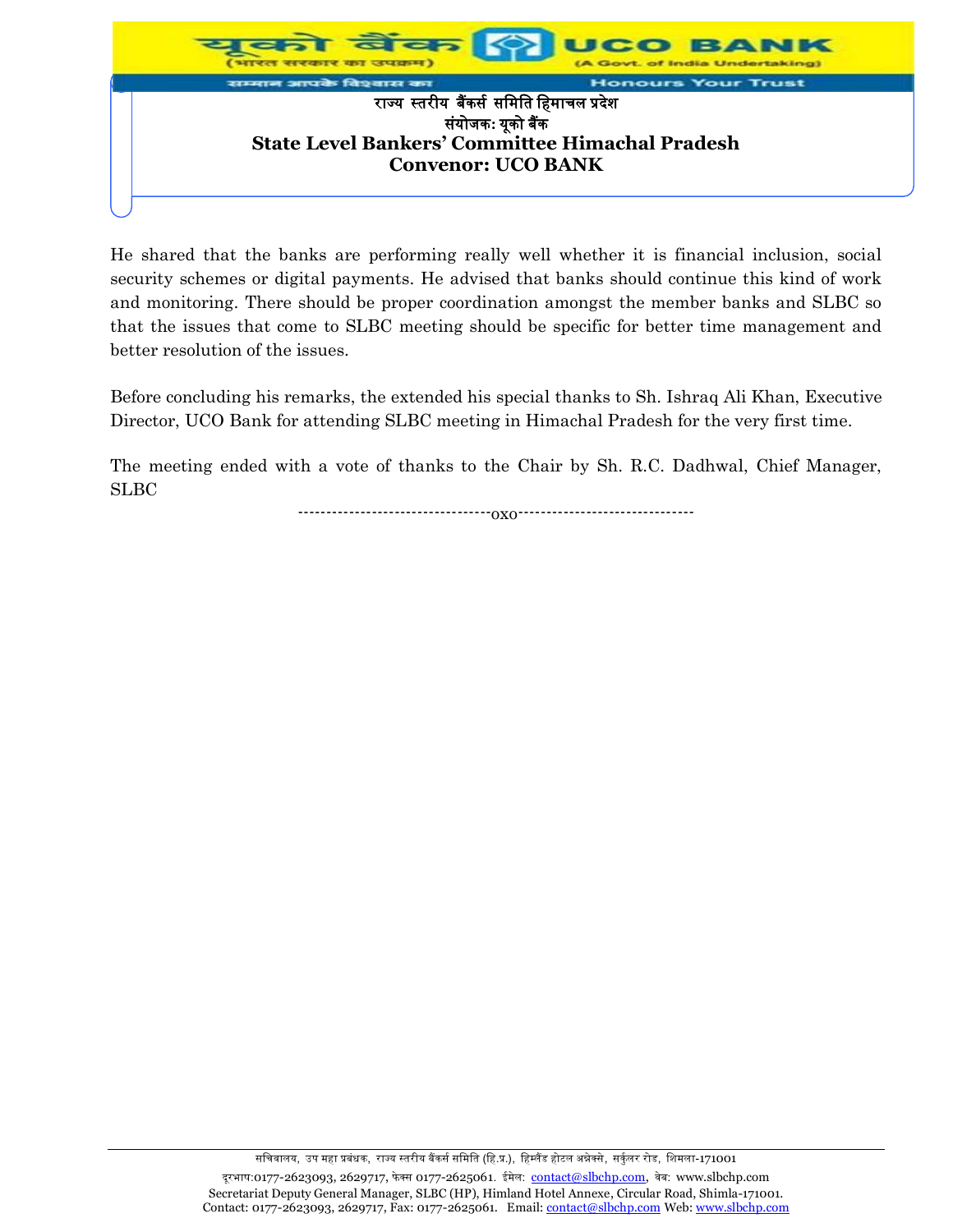He shared that the banks are performing really well whether it is financial inclusion, social security schemes or digital payments. He advised that banks should continue this kind of work and monitoring. There should be proper coordination amongst the member banks and SLBC so that the issues that come to SLBC meeting should be specific for better time management and better resolution of the issues.

Before concluding his remarks, the extended his special thanks to Sh. Ishraq Ali Khan, Executive Director, UCO Bank for attending SLBC meeting in Himachal Pradesh for the very first time.

The meeting ended with a vote of thanks to the Chair by Sh. R.C. Dadhwal, Chief Manager, SLBC

---------------------------------oxo-------------------------------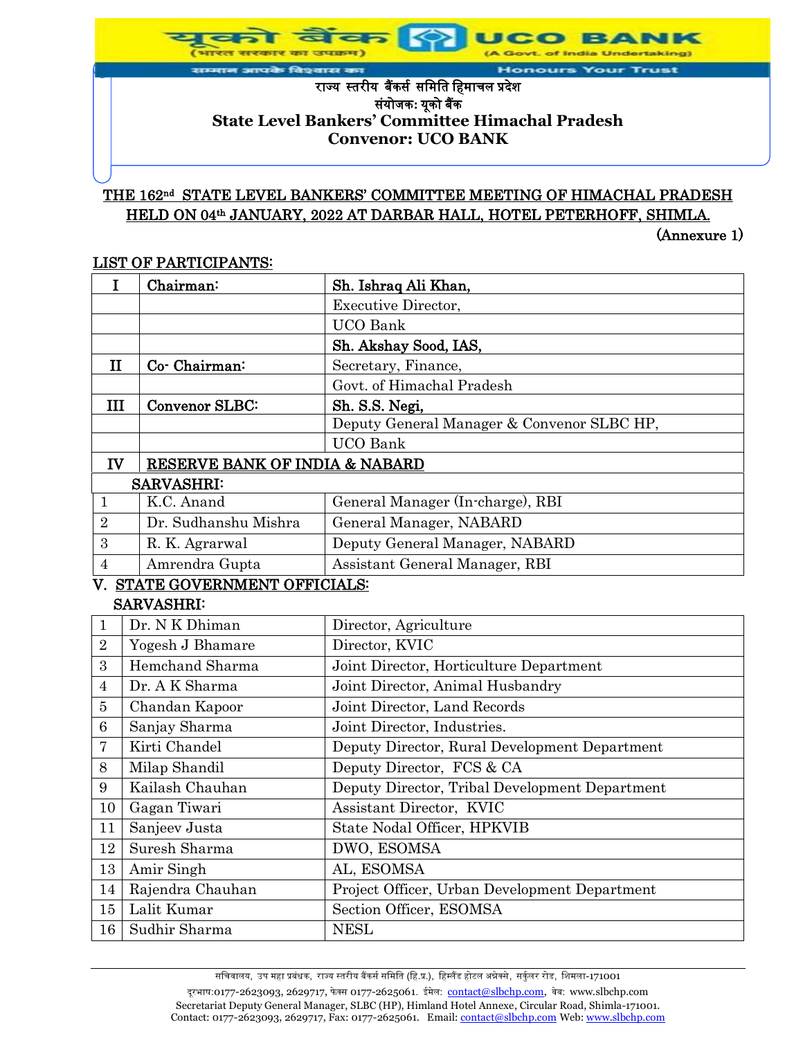यूको बैंक (भारत सरकार का उपक्रम) UCO BANK (A Govt. of India Undertaking)

सम्मान आपके विश्वास का — Honours Your Trust

राज्य स्तरीय बैंकर्स समिति हिमाचल प्रदेश

संयोजक: यूको बैंक

**State Level Bankers' Committee Himachal Pradesh**

**Convenor: UCO BANK**

## THE 162nd STATE LEVEL BANKERS' COMMITTEE MEETING OF HIMACHAL PRADESH HELD ON 04th JANUARY, 2022 AT DARBAR HALL, HOTEL PETERHOFF, SHIMLA.

(Annexure 1)

**LIST OF PARTICIPANTS:**

| | | |
|---|---|---|
| I | **Chairman:** | **Sh. Ishraq Ali Khan,** |
| | | Executive Director, |
| | | UCO Bank |
| | | **Sh. Akshay Sood, IAS,** |
| II | **Co- Chairman:** | Secretary, Finance, |
| | | Govt. of Himachal Pradesh |
| III | **Convenor SLBC:** | **Sh. S.S. Negi,** |
| | | Deputy General Manager & Convenor SLBC HP, |
| | | UCO Bank |
| IV | **RESERVE BANK OF INDIA & NABARD** | |
| | **SARVASHRI:** | |
| 1 | K.C. Anand | General Manager (In-charge), RBI |
| 2 | Dr. Sudhanshu Mishra | General Manager, NABARD |
| 3 | R. K. Agrarwal | Deputy General Manager, NABARD |
| 4 | Amrendra Gupta | Assistant General Manager, RBI |

**V. STATE GOVERNMENT OFFICIALS:**

**SARVASHRI:**

| | | |
|---|---|---|
| 1 | Dr. N K Dhiman | Director, Agriculture |
| 2 | Yogesh J Bhamare | Director, KVIC |
| 3 | Hemchand Sharma | Joint Director, Horticulture Department |
| 4 | Dr. A K Sharma | Joint Director, Animal Husbandry |
| 5 | Chandan Kapoor | Joint Director, Land Records |
| 6 | Sanjay Sharma | Joint Director, Industries. |
| 7 | Kirti Chandel | Deputy Director, Rural Development Department |
| 8 | Milap Shandil | Deputy Director, FCS & CA |
| 9 | Kailash Chauhan | Deputy Director, Tribal Development Department |
| 10 | Gagan Tiwari | Assistant Director, KVIC |
| 11 | Sanjeev Justa | State Nodal Officer, HPKVIB |
| 12 | Suresh Sharma | DWO, ESOMSA |
| 13 | Amir Singh | AL, ESOMSA |
| 14 | Rajendra Chauhan | Project Officer, Urban Development Department |
| 15 | Lalit Kumar | Section Officer, ESOMSA |
| 16 | Sudhir Sharma | NESL |

सचिवालय, उप महा प्रबंधक, राज्य स्तरीय बैंकर्स समिति (हि.प्र.), हिमलैंड होटल अनेक्से, सर्कुलर रोड, शिमला-171001
दूरभाष:0177-2623093, 2629717, फेक्स 0177-2625061. ईमेल: contact@slbchp.com, वेब: www.slbchp.com
Secretariat Deputy General Manager, SLBC (HP), Himland Hotel Annexe, Circular Road, Shimla-171001.
Contact: 0177-2623093, 2629717, Fax: 0177-2625061. Email: contact@slbchp.com Web: www.slbchp.com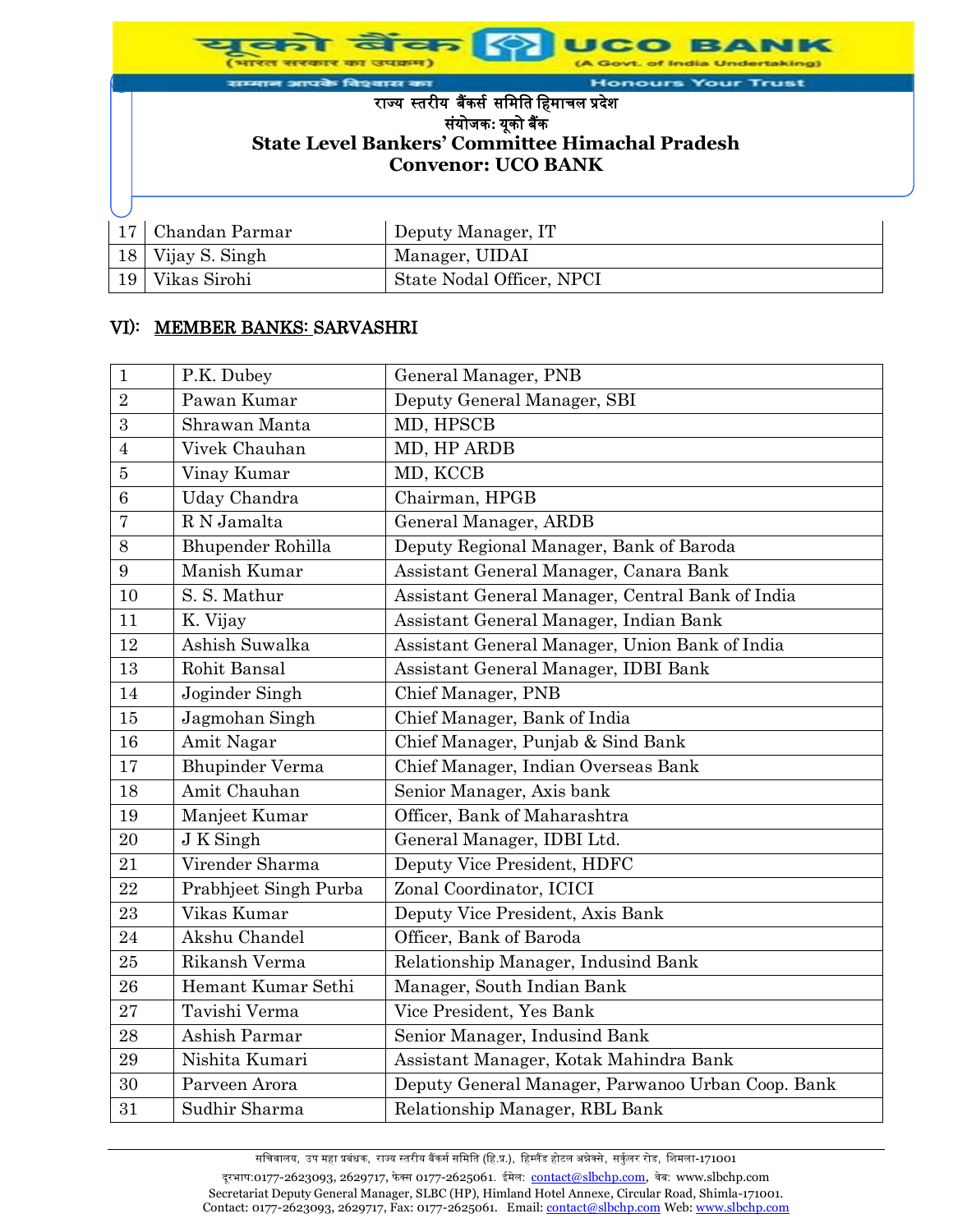| 17 | Chandan Parmar | Deputy Manager, IT |
|---|---|---|
| 18 | Vijay S. Singh | Manager, UIDAI |
| 19 | Vikas Sirohi | State Nodal Officer, NPCI |

## VI): MEMBER BANKS: SARVASHRI

| 1 | P.K. Dubey | General Manager, PNB |
|---|---|---|
| 2 | Pawan Kumar | Deputy General Manager, SBI |
| 3 | Shrawan Manta | MD, HPSCB |
| 4 | Vivek Chauhan | MD, HP ARDB |
| 5 | Vinay Kumar | MD, KCCB |
| 6 | Uday Chandra | Chairman, HPGB |
| 7 | R N Jamalta | General Manager, ARDB |
| 8 | Bhupender Rohilla | Deputy Regional Manager, Bank of Baroda |
| 9 | Manish Kumar | Assistant General Manager, Canara Bank |
| 10 | S. S. Mathur | Assistant General Manager, Central Bank of India |
| 11 | K. Vijay | Assistant General Manager, Indian Bank |
| 12 | Ashish Suwalka | Assistant General Manager, Union Bank of India |
| 13 | Rohit Bansal | Assistant General Manager, IDBI Bank |
| 14 | Joginder Singh | Chief Manager, PNB |
| 15 | Jagmohan Singh | Chief Manager, Bank of India |
| 16 | Amit Nagar | Chief Manager, Punjab & Sind Bank |
| 17 | Bhupinder Verma | Chief Manager, Indian Overseas Bank |
| 18 | Amit Chauhan | Senior Manager, Axis bank |
| 19 | Manjeet Kumar | Officer, Bank of Maharashtra |
| 20 | J K Singh | General Manager, IDBI Ltd. |
| 21 | Virender Sharma | Deputy Vice President, HDFC |
| 22 | Prabhjeet Singh Purba | Zonal Coordinator, ICICI |
| 23 | Vikas Kumar | Deputy Vice President, Axis Bank |
| 24 | Akshu Chandel | Officer, Bank of Baroda |
| 25 | Rikansh Verma | Relationship Manager, Indusind Bank |
| 26 | Hemant Kumar Sethi | Manager, South Indian Bank |
| 27 | Tavishi Verma | Vice President, Yes Bank |
| 28 | Ashish Parmar | Senior Manager, Indusind Bank |
| 29 | Nishita Kumari | Assistant Manager, Kotak Mahindra Bank |
| 30 | Parveen Arora | Deputy General Manager, Parwanoo Urban Coop. Bank |
| 31 | Sudhir Sharma | Relationship Manager, RBL Bank |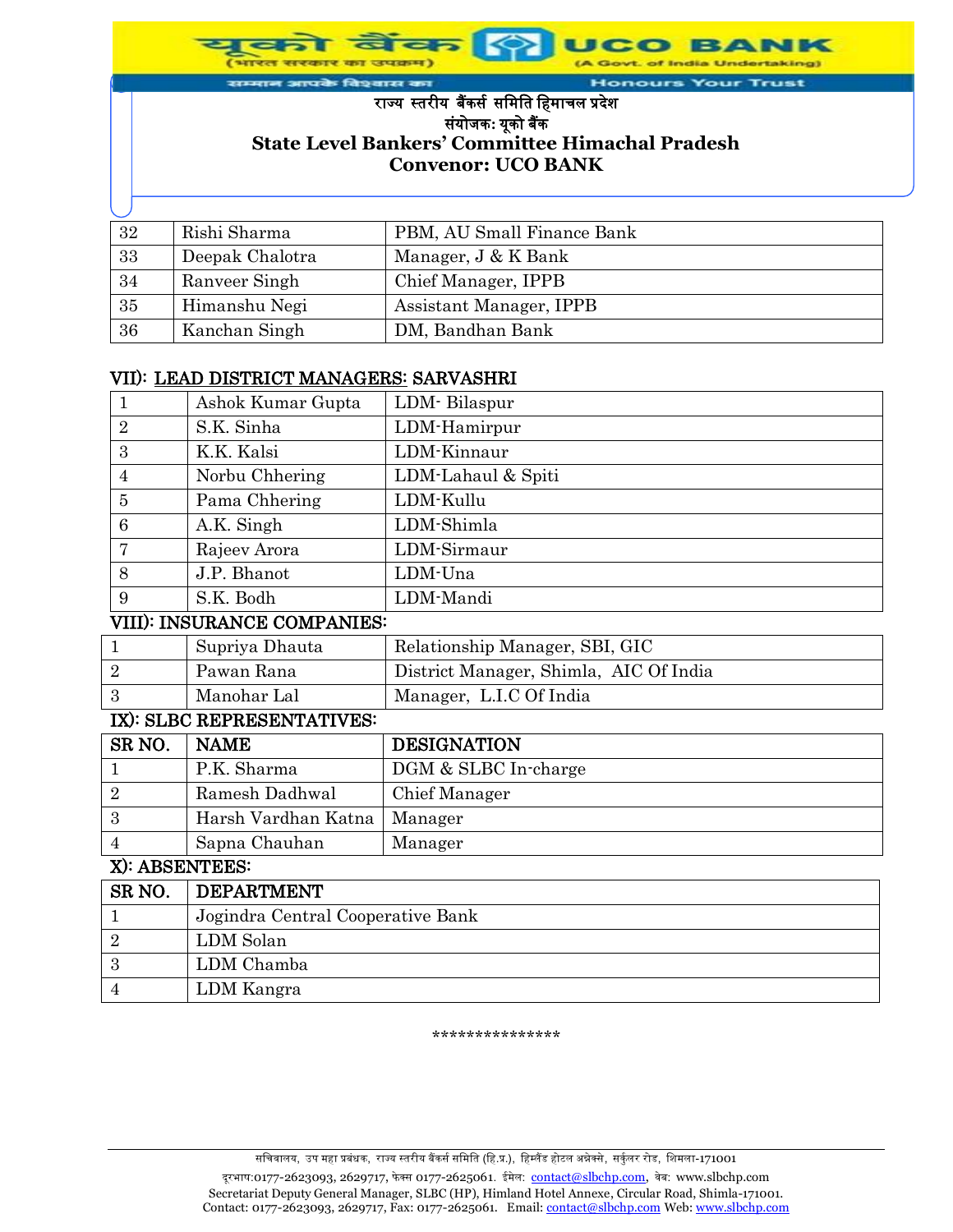| | | |
|---|---|---|
| 32 | Rishi Sharma | PBM, AU Small Finance Bank |
| 33 | Deepak Chalotra | Manager, J & K Bank |
| 34 | Ranveer Singh | Chief Manager, IPPB |
| 35 | Himanshu Negi | Assistant Manager, IPPB |
| 36 | Kanchan Singh | DM, Bandhan Bank |

**VII): LEAD DISTRICT MANAGERS: SARVASHRI**

| | | |
|---|---|---|
| 1 | Ashok Kumar Gupta | LDM- Bilaspur |
| 2 | S.K. Sinha | LDM-Hamirpur |
| 3 | K.K. Kalsi | LDM-Kinnaur |
| 4 | Norbu Chhering | LDM-Lahaul & Spiti |
| 5 | Pama Chhering | LDM-Kullu |
| 6 | A.K. Singh | LDM-Shimla |
| 7 | Rajeev Arora | LDM-Sirmaur |
| 8 | J.P. Bhanot | LDM-Una |
| 9 | S.K. Bodh | LDM-Mandi |

**VIII): INSURANCE COMPANIES:**

| | | |
|---|---|---|
| 1 | Supriya Dhauta | Relationship Manager, SBI, GIC |
| 2 | Pawan Rana | District Manager, Shimla, AIC Of India |
| 3 | Manohar Lal | Manager, L.I.C Of India |

**IX): SLBC REPRESENTATIVES:**

| SR NO. | NAME | DESIGNATION |
|---|---|---|
| 1 | P.K. Sharma | DGM & SLBC In-charge |
| 2 | Ramesh Dadhwal | Chief Manager |
| 3 | Harsh Vardhan Katna | Manager |
| 4 | Sapna Chauhan | Manager |

**X): ABSENTEES:**

| SR NO. | DEPARTMENT |
|---|---|
| 1 | Jogindra Central Cooperative Bank |
| 2 | LDM Solan |
| 3 | LDM Chamba |
| 4 | LDM Kangra |

***************